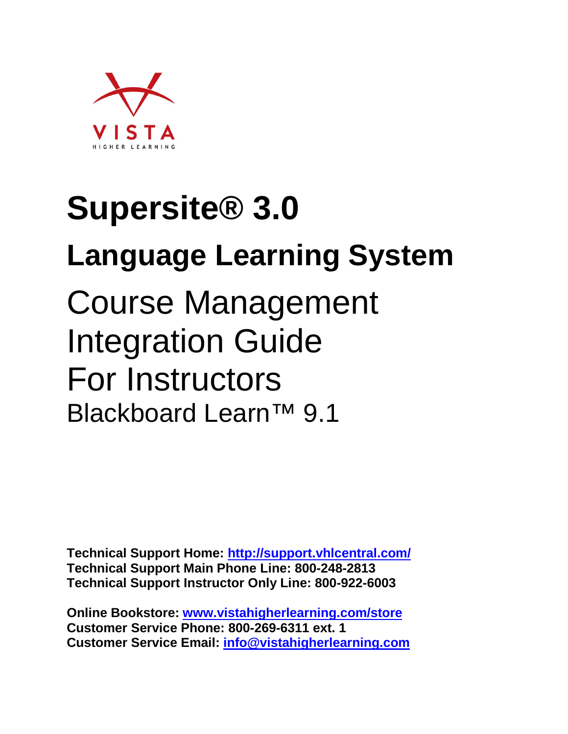VISTA
HIGHER LEARNING

# Supersite® 3.0

## Language Learning System

# Course Management Integration Guide For Instructors

## Blackboard Learn™ 9.1

**Technical Support Home: [http://support.vhlcentral.com/](http://support.vhlcentral.com/)**
**Technical Support Main Phone Line: 800-248-2813**
**Technical Support Instructor Only Line: 800-922-6003**

**Online Bookstore: [www.vistahigherlearning.com/store](www.vistahigherlearning.com/store)**
**Customer Service Phone: 800-269-6311 ext. 1**
**Customer Service Email: [info@vistahigherlearning.com](mailto:info@vistahigherlearning.com)**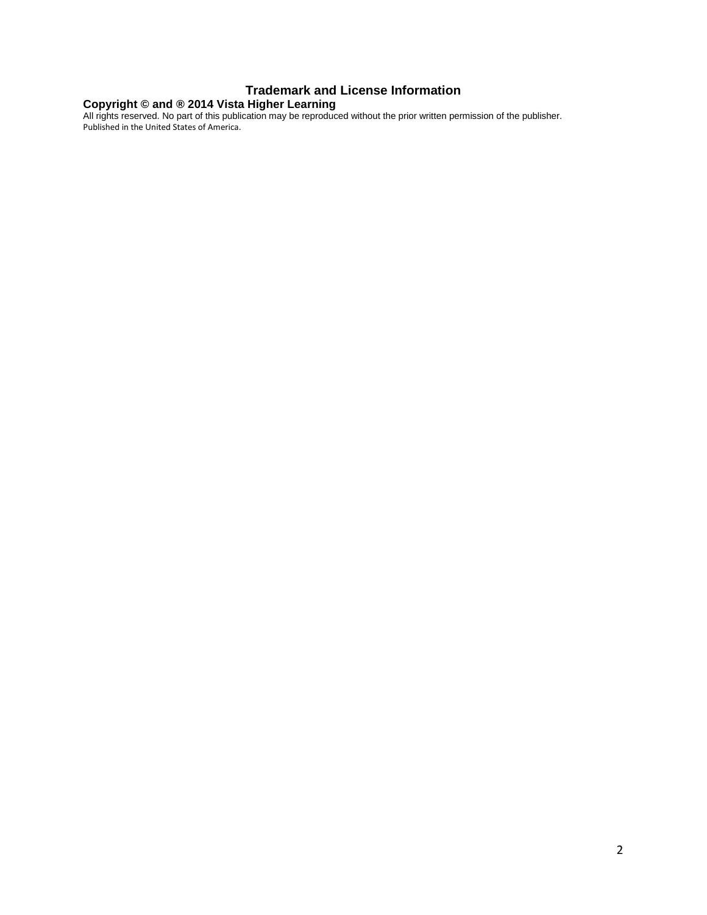## Trademark and License Information

**Copyright © and ® 2014 Vista Higher Learning**

All rights reserved. No part of this publication may be reproduced without the prior written permission of the publisher.
Published in the United States of America.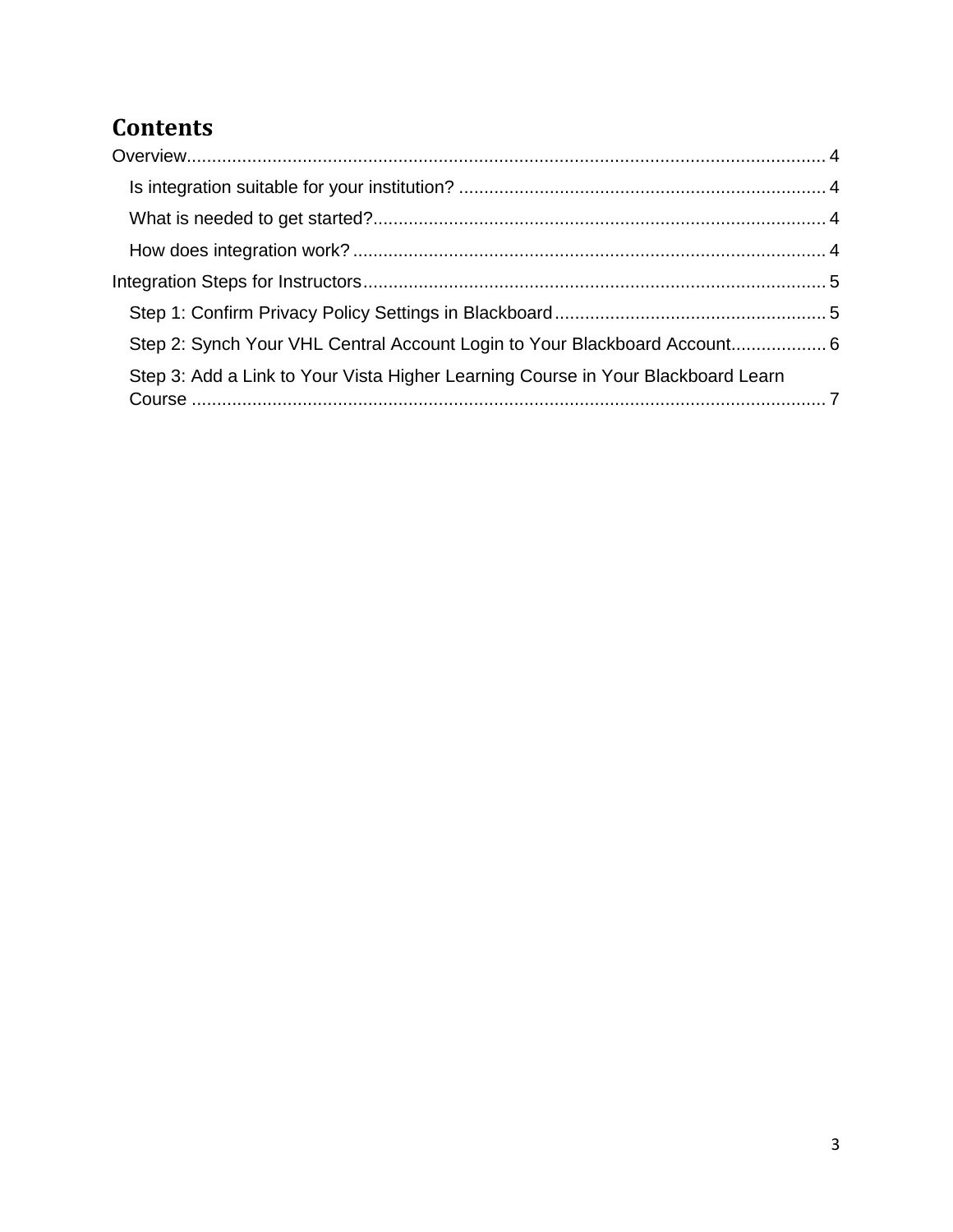# Contents

Overview .......... 4

- Is integration suitable for your institution? .......... 4
- What is needed to get started? .......... 4
- How does integration work? .......... 4

Integration Steps for Instructors .......... 5

- Step 1: Confirm Privacy Policy Settings in Blackboard .......... 5
- Step 2: Synch Your VHL Central Account Login to Your Blackboard Account .......... 6
- Step 3: Add a Link to Your Vista Higher Learning Course in Your Blackboard Learn Course .......... 7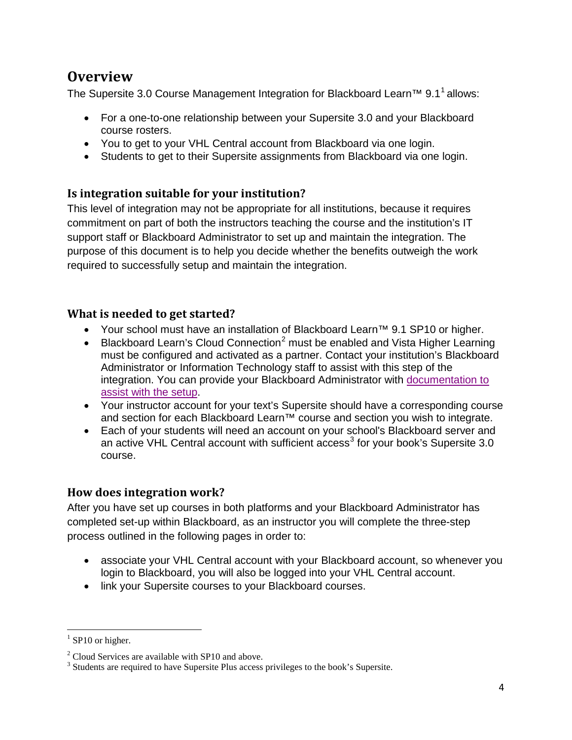# Overview

The Supersite 3.0 Course Management Integration for Blackboard Learn™ 9.1[1] allows:

- For a one-to-one relationship between your Supersite 3.0 and your Blackboard course rosters.
- You to get to your VHL Central account from Blackboard via one login.
- Students to get to their Supersite assignments from Blackboard via one login.

## Is integration suitable for your institution?

This level of integration may not be appropriate for all institutions, because it requires commitment on part of both the instructors teaching the course and the institution's IT support staff or Blackboard Administrator to set up and maintain the integration. The purpose of this document is to help you decide whether the benefits outweigh the work required to successfully setup and maintain the integration.

## What is needed to get started?

- Your school must have an installation of Blackboard Learn™ 9.1 SP10 or higher.
- Blackboard Learn's Cloud Connection[2] must be enabled and Vista Higher Learning must be configured and activated as a partner. Contact your institution's Blackboard Administrator or Information Technology staff to assist with this step of the integration. You can provide your Blackboard Administrator with documentation to assist with the setup.
- Your instructor account for your text's Supersite should have a corresponding course and section for each Blackboard Learn™ course and section you wish to integrate.
- Each of your students will need an account on your school's Blackboard server and an active VHL Central account with sufficient access[3] for your book's Supersite 3.0 course.

## How does integration work?

After you have set up courses in both platforms and your Blackboard Administrator has completed set-up within Blackboard, as an instructor you will complete the three-step process outlined in the following pages in order to:

- associate your VHL Central account with your Blackboard account, so whenever you login to Blackboard, you will also be logged into your VHL Central account.
- link your Supersite courses to your Blackboard courses.

---

[1] SP10 or higher.

[2] Cloud Services are available with SP10 and above.

[3] Students are required to have Supersite Plus access privileges to the book's Supersite.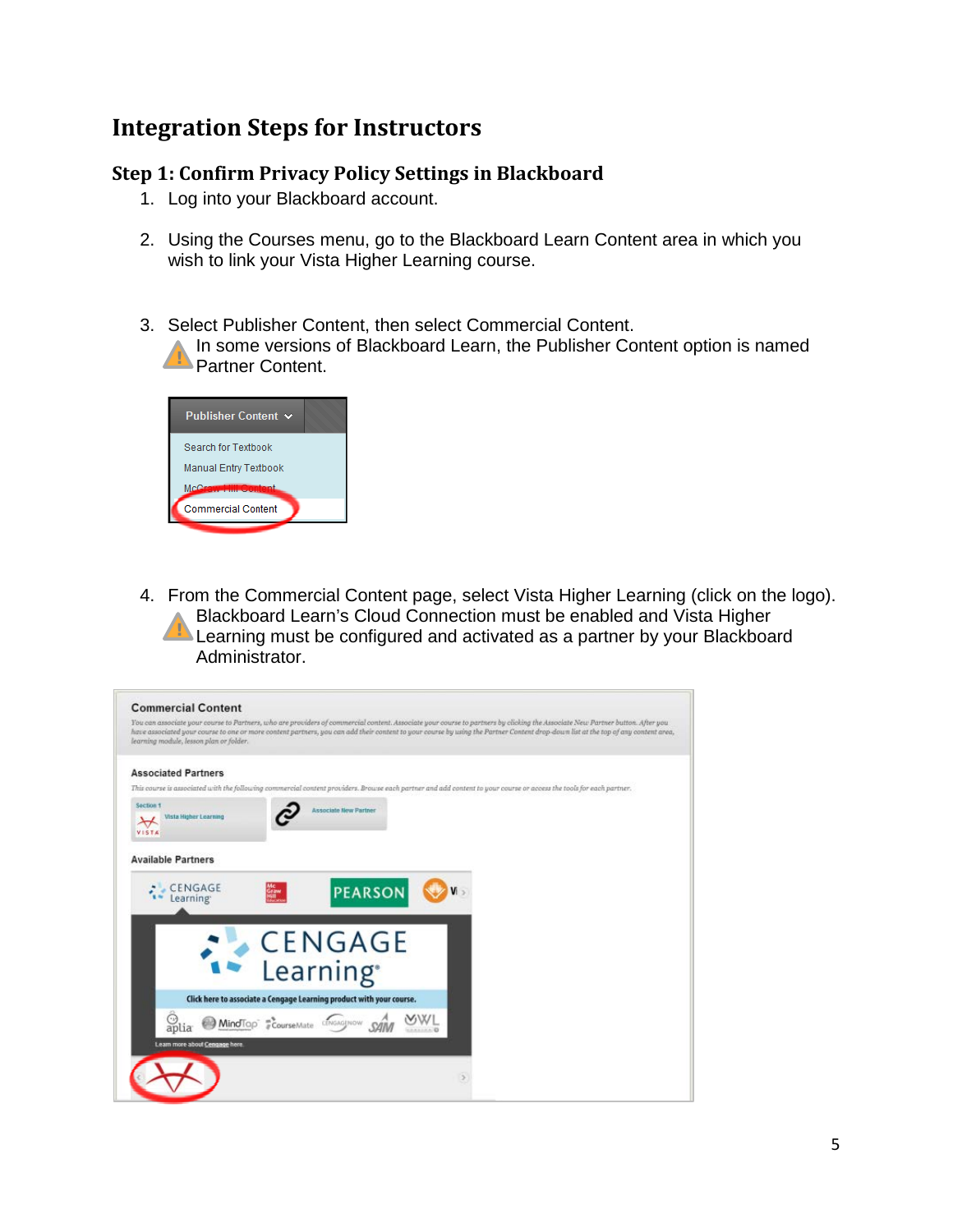# Integration Steps for Instructors

## Step 1: Confirm Privacy Policy Settings in Blackboard

1. Log into your Blackboard account.
2. Using the Courses menu, go to the Blackboard Learn Content area in which you wish to link your Vista Higher Learning course.
3. Select Publisher Content, then select Commercial Content.
   ⚠ In some versions of Blackboard Learn, the Publisher Content option is named Partner Content.
4. From the Commercial Content page, select Vista Higher Learning (click on the logo).
   ⚠ Blackboard Learn's Cloud Connection must be enabled and Vista Higher Learning must be configured and activated as a partner by your Blackboard Administrator.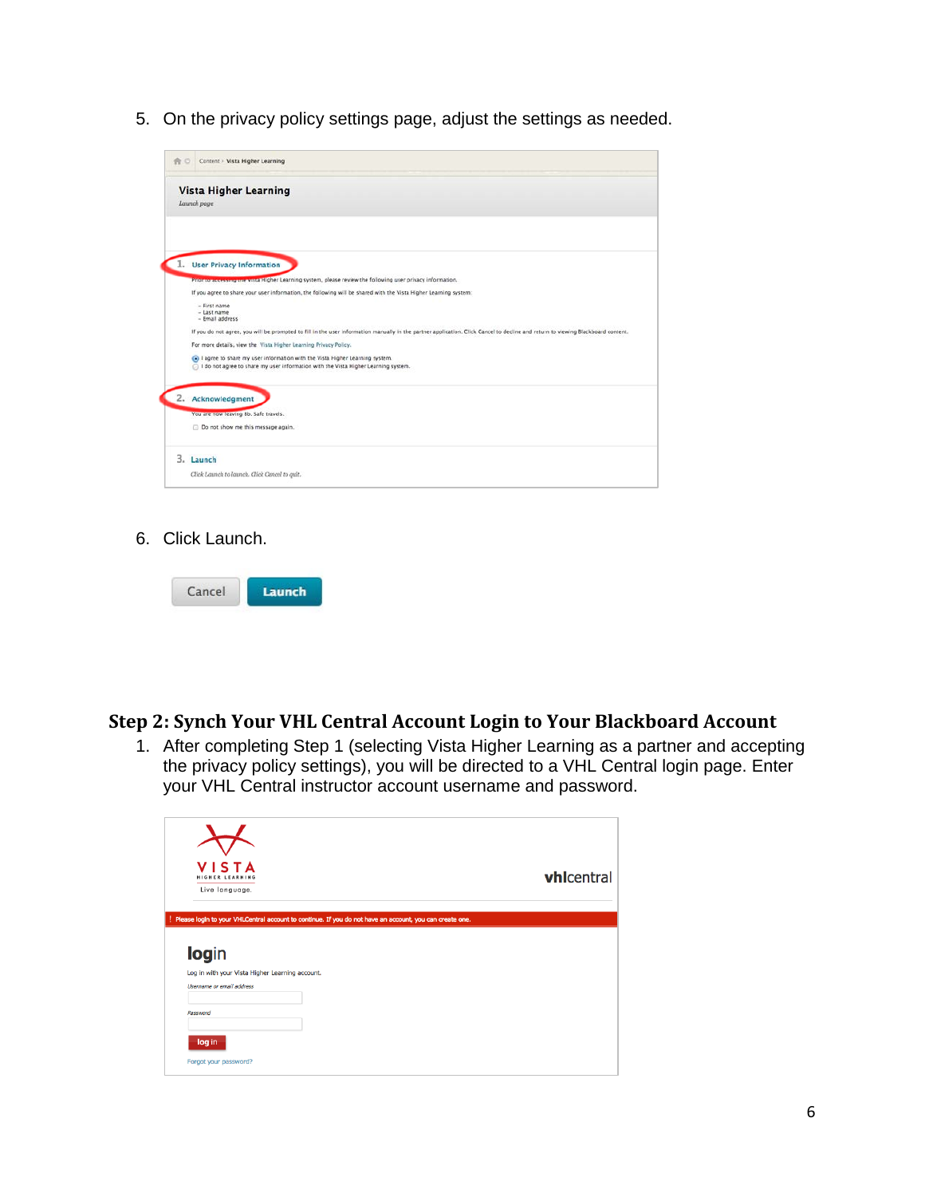5. On the privacy policy settings page, adjust the settings as needed.

6. Click Launch.

## Step 2: Synch Your VHL Central Account Login to Your Blackboard Account

1. After completing Step 1 (selecting Vista Higher Learning as a partner and accepting the privacy policy settings), you will be directed to a VHL Central login page. Enter your VHL Central instructor account username and password.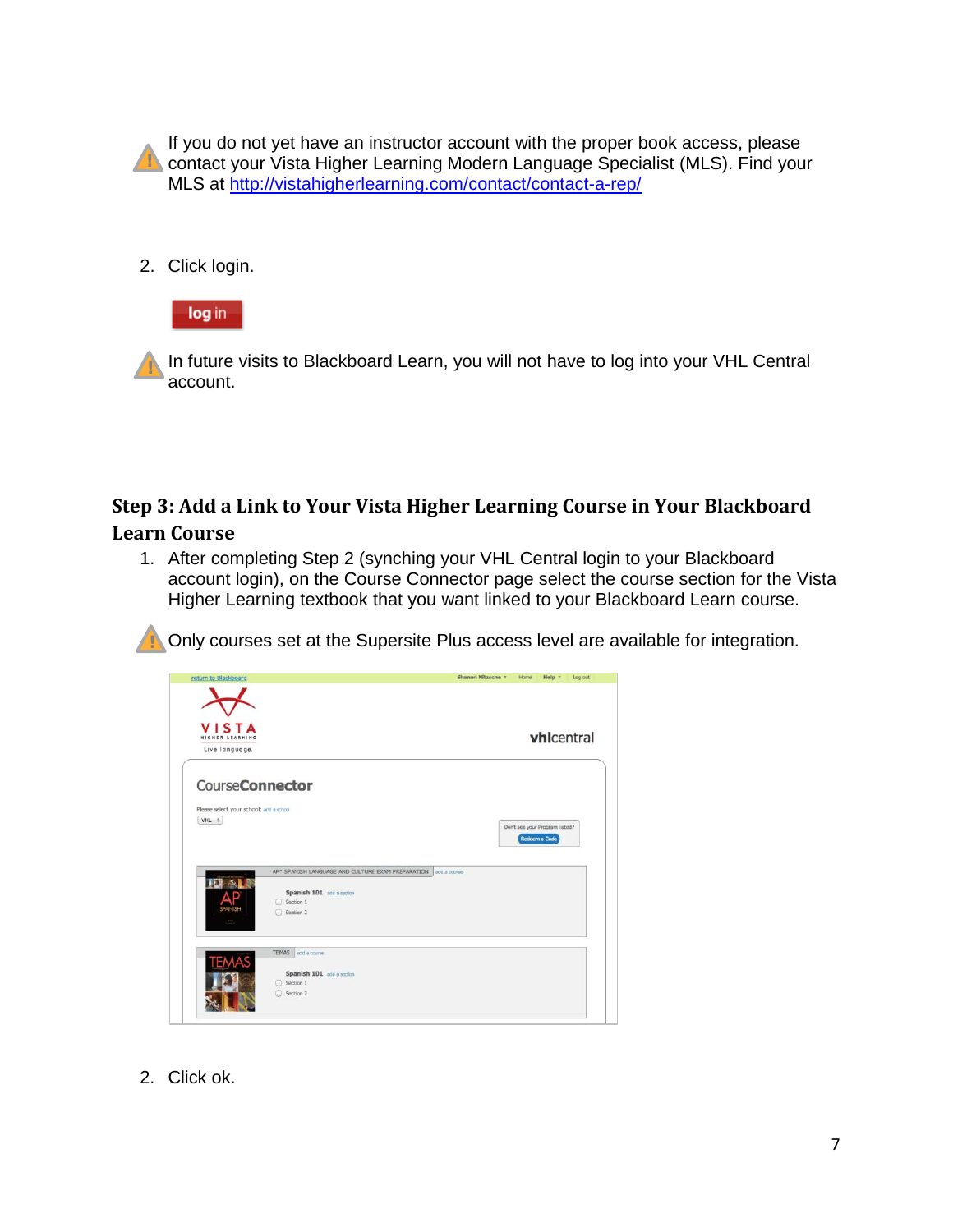If you do not yet have an instructor account with the proper book access, please contact your Vista Higher Learning Modern Language Specialist (MLS). Find your MLS at http://vistahigherlearning.com/contact/contact-a-rep/

2. Click login.

In future visits to Blackboard Learn, you will not have to log into your VHL Central account.

## Step 3: Add a Link to Your Vista Higher Learning Course in Your Blackboard Learn Course

1. After completing Step 2 (synching your VHL Central login to your Blackboard account login), on the Course Connector page select the course section for the Vista Higher Learning textbook that you want linked to your Blackboard Learn course.

Only courses set at the Supersite Plus access level are available for integration.

2. Click ok.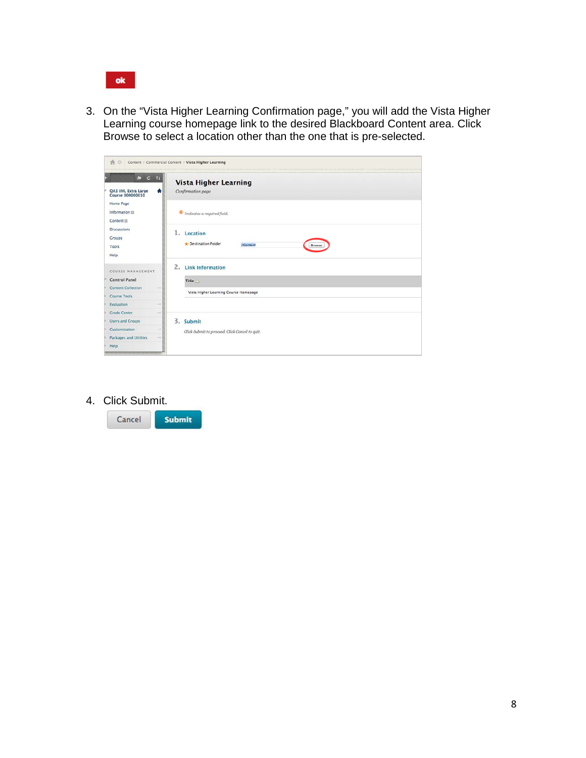ok

3. On the "Vista Higher Learning Confirmation page," you will add the Vista Higher Learning course homepage link to the desired Blackboard Content area. Click Browse to select a location other than the one that is pre-selected.

4. Click Submit.

Cancel Submit